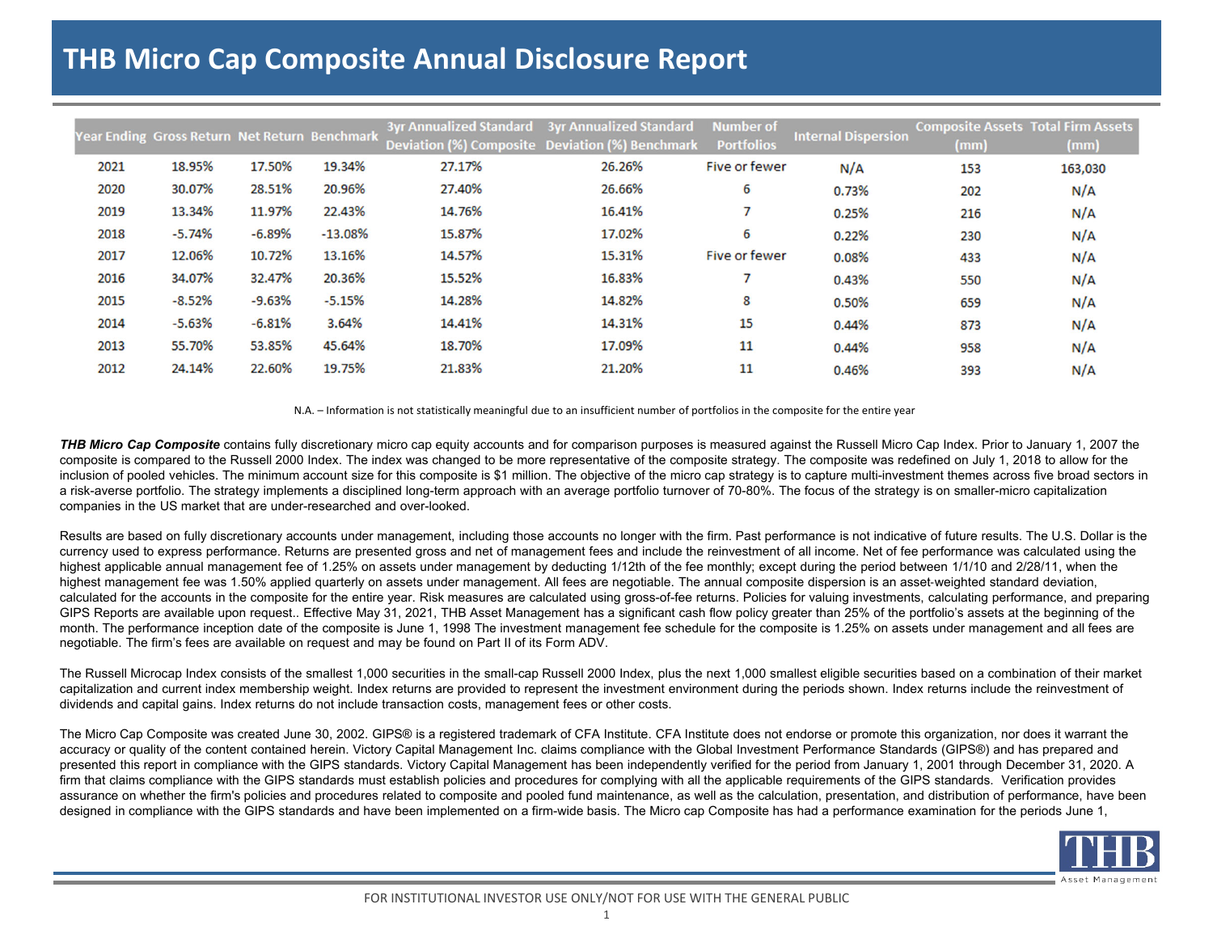# THB Micro Cap Composite Annual Disclosure Report

| Year Ending | Gross Return | Net Return | Benchmark | 3yr Annualized Standard Deviation (%) Composite | 3yr Annualized Standard Deviation (%) Benchmark | Number of Portfolios | Internal Dispersion | Composite Assets (mm) | Total Firm Assets (mm) |
|---|---|---|---|---|---|---|---|---|---|
| 2021 | 18.95% | 17.50% | 19.34% | 27.17% | 26.26% | Five or fewer | N/A | 153 | 163,030 |
| 2020 | 30.07% | 28.51% | 20.96% | 27.40% | 26.66% | 6 | 0.73% | 202 | N/A |
| 2019 | 13.34% | 11.97% | 22.43% | 14.76% | 16.41% | 7 | 0.25% | 216 | N/A |
| 2018 | -5.74% | -6.89% | -13.08% | 15.87% | 17.02% | 6 | 0.22% | 230 | N/A |
| 2017 | 12.06% | 10.72% | 13.16% | 14.57% | 15.31% | Five or fewer | 0.08% | 433 | N/A |
| 2016 | 34.07% | 32.47% | 20.36% | 15.52% | 16.83% | 7 | 0.43% | 550 | N/A |
| 2015 | -8.52% | -9.63% | -5.15% | 14.28% | 14.82% | 8 | 0.50% | 659 | N/A |
| 2014 | -5.63% | -6.81% | 3.64% | 14.41% | 14.31% | 15 | 0.44% | 873 | N/A |
| 2013 | 55.70% | 53.85% | 45.64% | 18.70% | 17.09% | 11 | 0.44% | 958 | N/A |
| 2012 | 24.14% | 22.60% | 19.75% | 21.83% | 21.20% | 11 | 0.46% | 393 | N/A |

N.A. – Information is not statistically meaningful due to an insufficient number of portfolios in the composite for the entire year

***THB Micro Cap Composite*** contains fully discretionary micro cap equity accounts and for comparison purposes is measured against the Russell Micro Cap Index. Prior to January 1, 2007 the composite is compared to the Russell 2000 Index. The index was changed to be more representative of the composite strategy. The composite was redefined on July 1, 2018 to allow for the inclusion of pooled vehicles. The minimum account size for this composite is $1 million. The objective of the micro cap strategy is to capture multi-investment themes across five broad sectors in a risk-averse portfolio. The strategy implements a disciplined long-term approach with an average portfolio turnover of 70-80%. The focus of the strategy is on smaller-micro capitalization companies in the US market that are under-researched and over-looked.

Results are based on fully discretionary accounts under management, including those accounts no longer with the firm. Past performance is not indicative of future results. The U.S. Dollar is the currency used to express performance. Returns are presented gross and net of management fees and include the reinvestment of all income. Net of fee performance was calculated using the highest applicable annual management fee of 1.25% on assets under management by deducting 1/12th of the fee monthly; except during the period between 1/1/10 and 2/28/11, when the highest management fee was 1.50% applied quarterly on assets under management. All fees are negotiable. The annual composite dispersion is an asset-weighted standard deviation, calculated for the accounts in the composite for the entire year. Risk measures are calculated using gross-of-fee returns. Policies for valuing investments, calculating performance, and preparing GIPS Reports are available upon request.. Effective May 31, 2021, THB Asset Management has a significant cash flow policy greater than 25% of the portfolio's assets at the beginning of the month. The performance inception date of the composite is June 1, 1998 The investment management fee schedule for the composite is 1.25% on assets under management and all fees are negotiable. The firm's fees are available on request and may be found on Part II of its Form ADV.

The Russell Microcap Index consists of the smallest 1,000 securities in the small-cap Russell 2000 Index, plus the next 1,000 smallest eligible securities based on a combination of their market capitalization and current index membership weight. Index returns are provided to represent the investment environment during the periods shown. Index returns include the reinvestment of dividends and capital gains. Index returns do not include transaction costs, management fees or other costs.

The Micro Cap Composite was created June 30, 2002. GIPS® is a registered trademark of CFA Institute. CFA Institute does not endorse or promote this organization, nor does it warrant the accuracy or quality of the content contained herein. Victory Capital Management Inc. claims compliance with the Global Investment Performance Standards (GIPS®) and has prepared and presented this report in compliance with the GIPS standards. Victory Capital Management has been independently verified for the period from January 1, 2001 through December 31, 2020. A firm that claims compliance with the GIPS standards must establish policies and procedures for complying with all the applicable requirements of the GIPS standards. Verification provides assurance on whether the firm's policies and procedures related to composite and pooled fund maintenance, as well as the calculation, presentation, and distribution of performance, have been designed in compliance with the GIPS standards and have been implemented on a firm-wide basis. The Micro cap Composite has had a performance examination for the periods June 1,

FOR INSTITUTIONAL INVESTOR USE ONLY/NOT FOR USE WITH THE GENERAL PUBLIC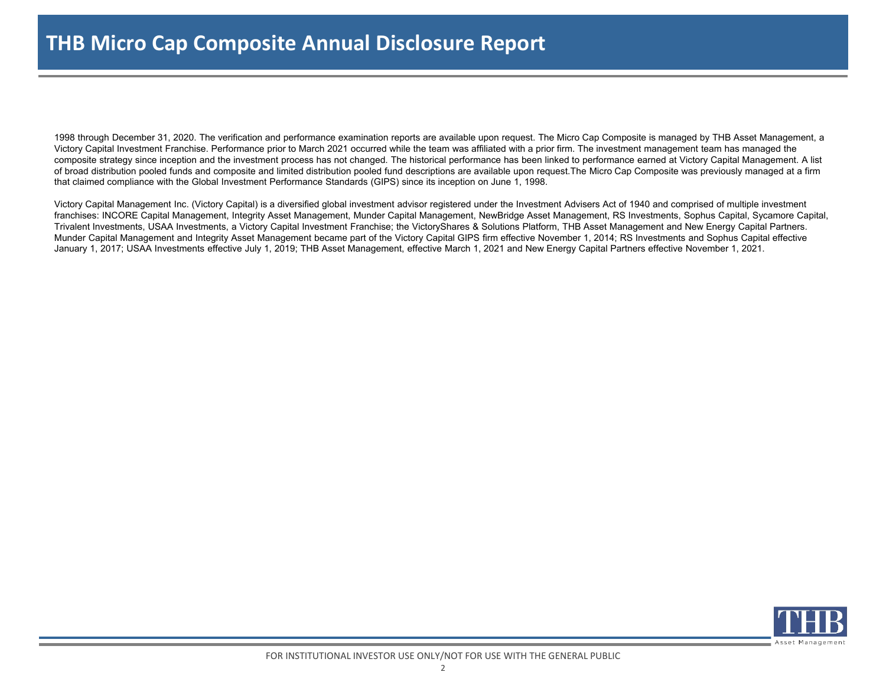# THB Micro Cap Composite Annual Disclosure Report

1998 through December 31, 2020. The verification and performance examination reports are available upon request. The Micro Cap Composite is managed by THB Asset Management, a Victory Capital Investment Franchise. Performance prior to March 2021 occurred while the team was affiliated with a prior firm. The investment management team has managed the composite strategy since inception and the investment process has not changed. The historical performance has been linked to performance earned at Victory Capital Management. A list of broad distribution pooled funds and composite and limited distribution pooled fund descriptions are available upon request.The Micro Cap Composite was previously managed at a firm that claimed compliance with the Global Investment Performance Standards (GIPS) since its inception on June 1, 1998.

Victory Capital Management Inc. (Victory Capital) is a diversified global investment advisor registered under the Investment Advisers Act of 1940 and comprised of multiple investment franchises: INCORE Capital Management, Integrity Asset Management, Munder Capital Management, NewBridge Asset Management, RS Investments, Sophus Capital, Sycamore Capital, Trivalent Investments, USAA Investments, a Victory Capital Investment Franchise; the VictoryShares & Solutions Platform, THB Asset Management and New Energy Capital Partners. Munder Capital Management and Integrity Asset Management became part of the Victory Capital GIPS firm effective November 1, 2014; RS Investments and Sophus Capital effective January 1, 2017; USAA Investments effective July 1, 2019; THB Asset Management, effective March 1, 2021 and New Energy Capital Partners effective November 1, 2021.

FOR INSTITUTIONAL INVESTOR USE ONLY/NOT FOR USE WITH THE GENERAL PUBLIC